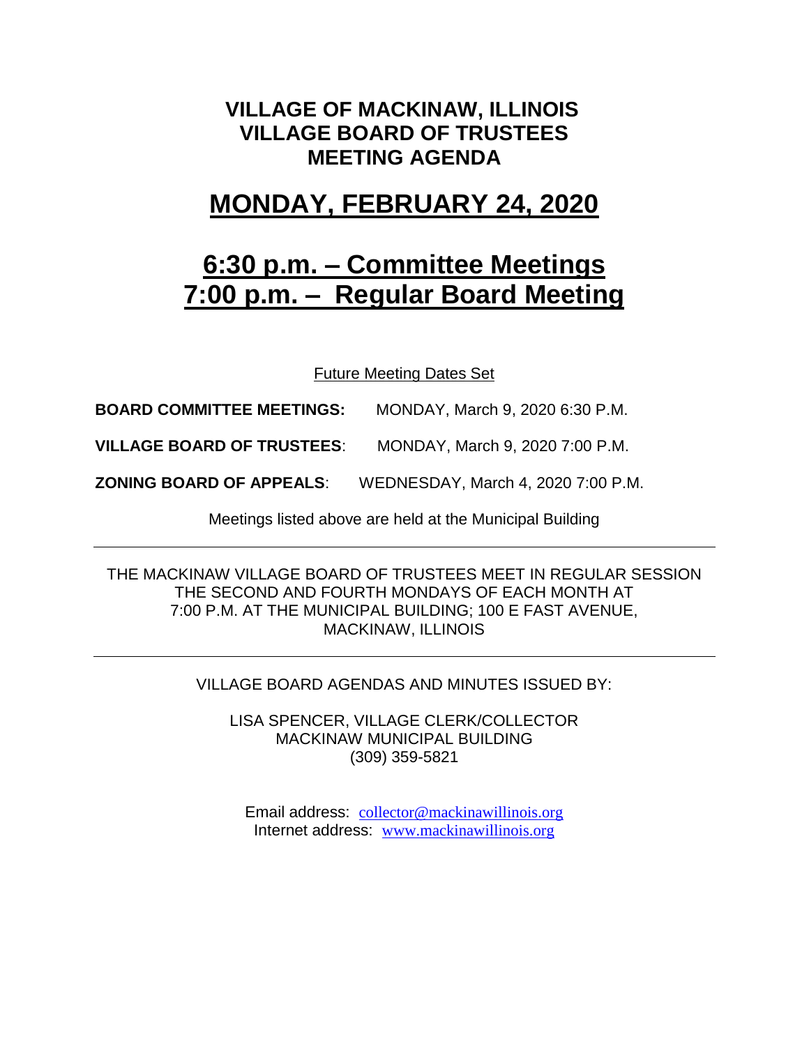# VILLAGE OF MACKINAW, ILLINOIS
# VILLAGE BOARD OF TRUSTEES
# MEETING AGENDA

## MONDAY, FEBRUARY 24, 2020

## 6:30 p.m. – Committee Meetings
## 7:00 p.m. – Regular Board Meeting

Future Meeting Dates Set

**BOARD COMMITTEE MEETINGS:** MONDAY, March 9, 2020 6:30 P.M.

**VILLAGE BOARD OF TRUSTEES**: MONDAY, March 9, 2020 7:00 P.M.

**ZONING BOARD OF APPEALS**: WEDNESDAY, March 4, 2020 7:00 P.M.

Meetings listed above are held at the Municipal Building

---

THE MACKINAW VILLAGE BOARD OF TRUSTEES MEET IN REGULAR SESSION THE SECOND AND FOURTH MONDAYS OF EACH MONTH AT 7:00 P.M. AT THE MUNICIPAL BUILDING; 100 E FAST AVENUE, MACKINAW, ILLINOIS

---

VILLAGE BOARD AGENDAS AND MINUTES ISSUED BY:

LISA SPENCER, VILLAGE CLERK/COLLECTOR
MACKINAW MUNICIPAL BUILDING
(309) 359-5821

Email address: collector@mackinawillinois.org
Internet address: www.mackinawillinois.org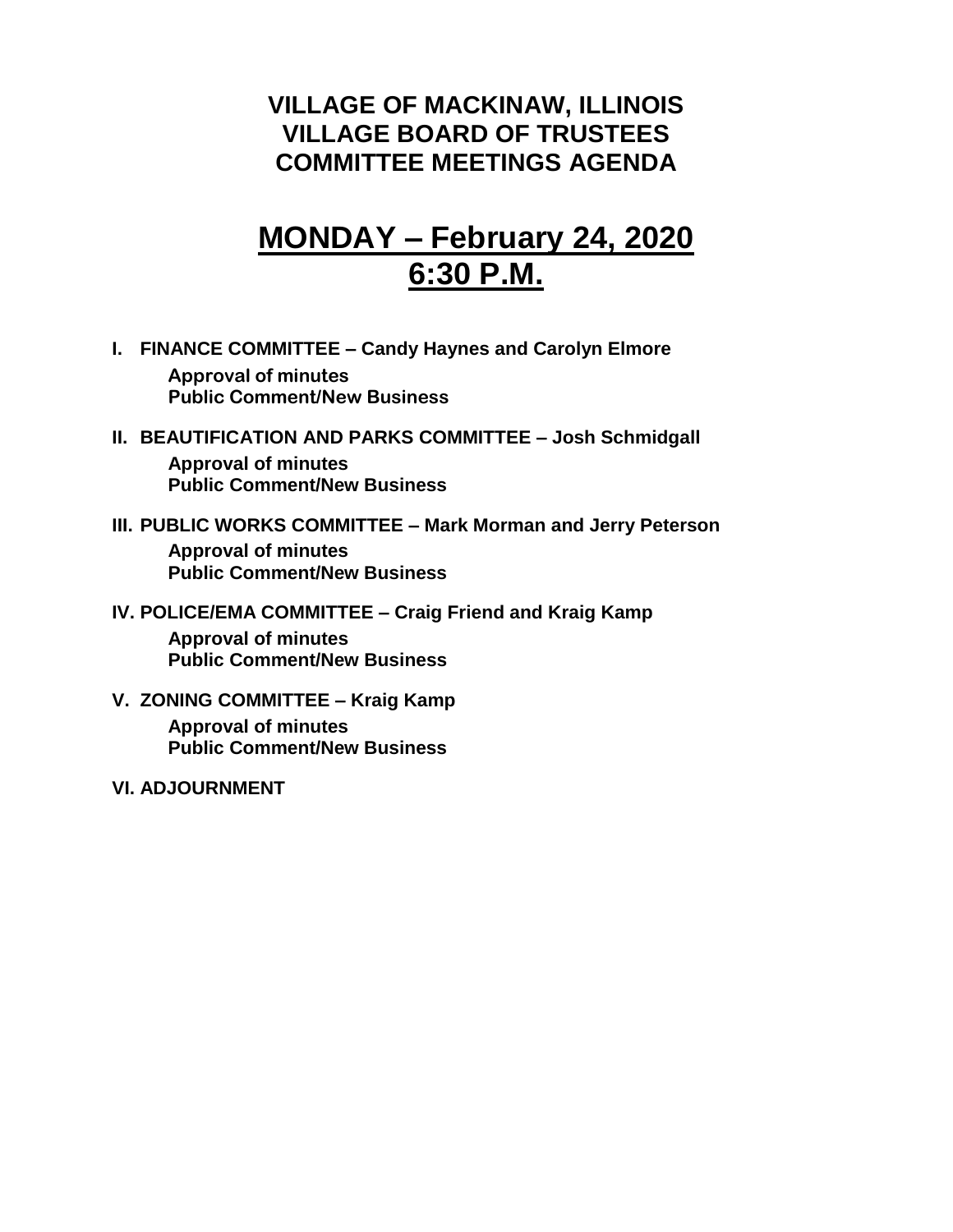# VILLAGE OF MACKINAW, ILLINOIS
# VILLAGE BOARD OF TRUSTEES
# COMMITTEE MEETINGS AGENDA

## MONDAY – February 24, 2020
## 6:30 P.M.

**I. FINANCE COMMITTEE – Candy Haynes and Carolyn Elmore**

**Approval of minutes**
**Public Comment/New Business**

**II. BEAUTIFICATION AND PARKS COMMITTEE – Josh Schmidgall**

**Approval of minutes**
**Public Comment/New Business**

**III. PUBLIC WORKS COMMITTEE – Mark Morman and Jerry Peterson**

**Approval of minutes**
**Public Comment/New Business**

**IV. POLICE/EMA COMMITTEE – Craig Friend and Kraig Kamp**

**Approval of minutes**
**Public Comment/New Business**

**V. ZONING COMMITTEE – Kraig Kamp**

**Approval of minutes**
**Public Comment/New Business**

**VI. ADJOURNMENT**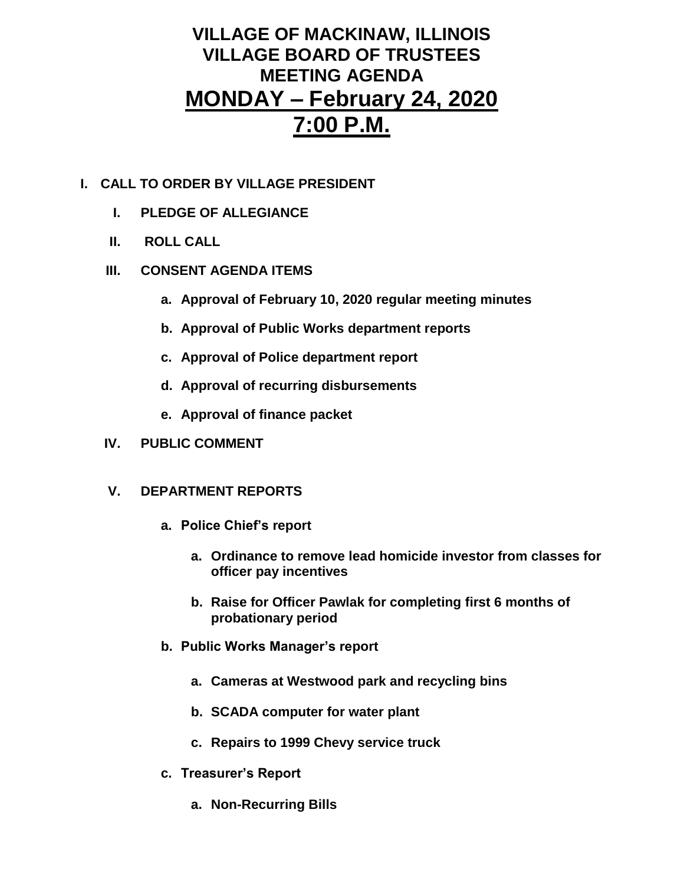# VILLAGE OF MACKINAW, ILLINOIS
# VILLAGE BOARD OF TRUSTEES
# MEETING AGENDA
# MONDAY – February 24, 2020
# 7:00 P.M.

**I. CALL TO ORDER BY VILLAGE PRESIDENT**

- **I. PLEDGE OF ALLEGIANCE**
- **II. ROLL CALL**
- **III. CONSENT AGENDA ITEMS**
  - **a. Approval of February 10, 2020 regular meeting minutes**
  - **b. Approval of Public Works department reports**
  - **c. Approval of Police department report**
  - **d. Approval of recurring disbursements**
  - **e. Approval of finance packet**
- **IV. PUBLIC COMMENT**
- **V. DEPARTMENT REPORTS**
  - **a. Police Chief's report**
    - **a. Ordinance to remove lead homicide investor from classes for officer pay incentives**
    - **b. Raise for Officer Pawlak for completing first 6 months of probationary period**
  - **b. Public Works Manager's report**
    - **a. Cameras at Westwood park and recycling bins**
    - **b. SCADA computer for water plant**
    - **c. Repairs to 1999 Chevy service truck**
  - **c. Treasurer's Report**
    - **a. Non-Recurring Bills**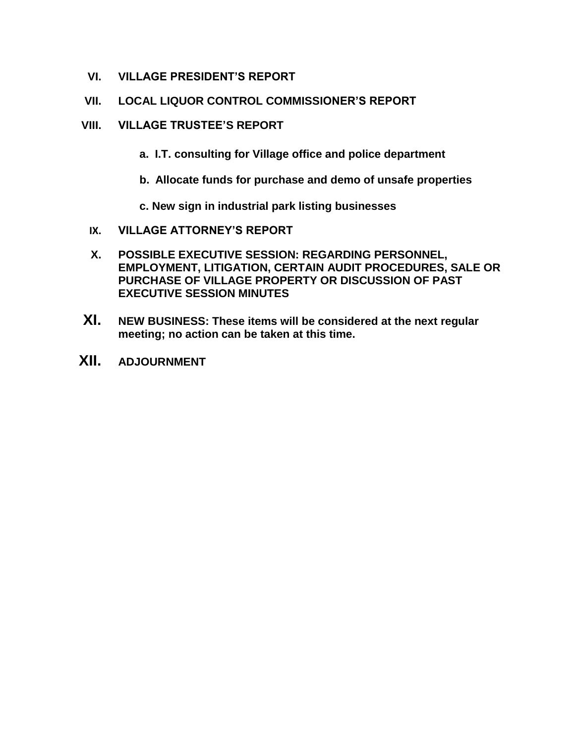**VI. VILLAGE PRESIDENT'S REPORT**

**VII. LOCAL LIQUOR CONTROL COMMISSIONER'S REPORT**

**VIII. VILLAGE TRUSTEE'S REPORT**

- **a. I.T. consulting for Village office and police department**
- **b. Allocate funds for purchase and demo of unsafe properties**
- **c. New sign in industrial park listing businesses**

**IX. VILLAGE ATTORNEY'S REPORT**

**X. POSSIBLE EXECUTIVE SESSION: REGARDING PERSONNEL, EMPLOYMENT, LITIGATION, CERTAIN AUDIT PROCEDURES, SALE OR PURCHASE OF VILLAGE PROPERTY OR DISCUSSION OF PAST EXECUTIVE SESSION MINUTES**

**XI. NEW BUSINESS: These items will be considered at the next regular meeting; no action can be taken at this time.**

**XII. ADJOURNMENT**